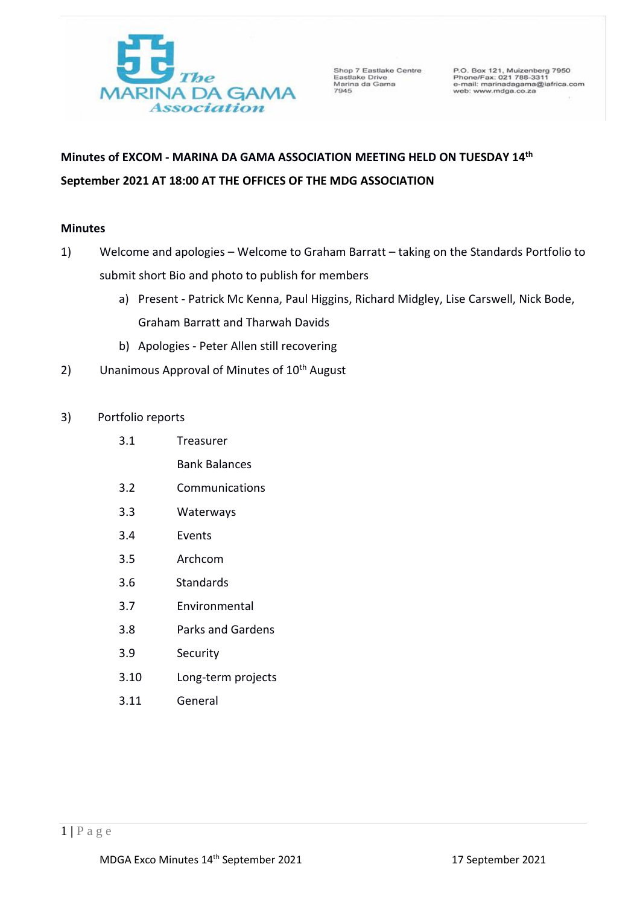The Marina da Gama Association

Shop 7 Eastlake Centre
Eastlake Drive
Marina da Gama
7945

P.O. Box 121, Muizenberg 7950
Phone/Fax: 021 788-3311
e-mail: marinadagama@iafrica.com
web: www.mdga.co.za

**Minutes of EXCOM - MARINA DA GAMA ASSOCIATION MEETING HELD ON TUESDAY 14th September 2021 AT 18:00 AT THE OFFICES OF THE MDG ASSOCIATION**

**Minutes**

1) Welcome and apologies – Welcome to Graham Barratt – taking on the Standards Portfolio to submit short Bio and photo to publish for members
   a) Present - Patrick Mc Kenna, Paul Higgins, Richard Midgley, Lise Carswell, Nick Bode, Graham Barratt and Tharwah Davids
   b) Apologies - Peter Allen still recovering

2) Unanimous Approval of Minutes of 10th August

3) Portfolio reports
   - 3.1 Treasurer
     - Bank Balances
   - 3.2 Communications
   - 3.3 Waterways
   - 3.4 Events
   - 3.5 Archcom
   - 3.6 Standards
   - 3.7 Environmental
   - 3.8 Parks and Gardens
   - 3.9 Security
   - 3.10 Long-term projects
   - 3.11 General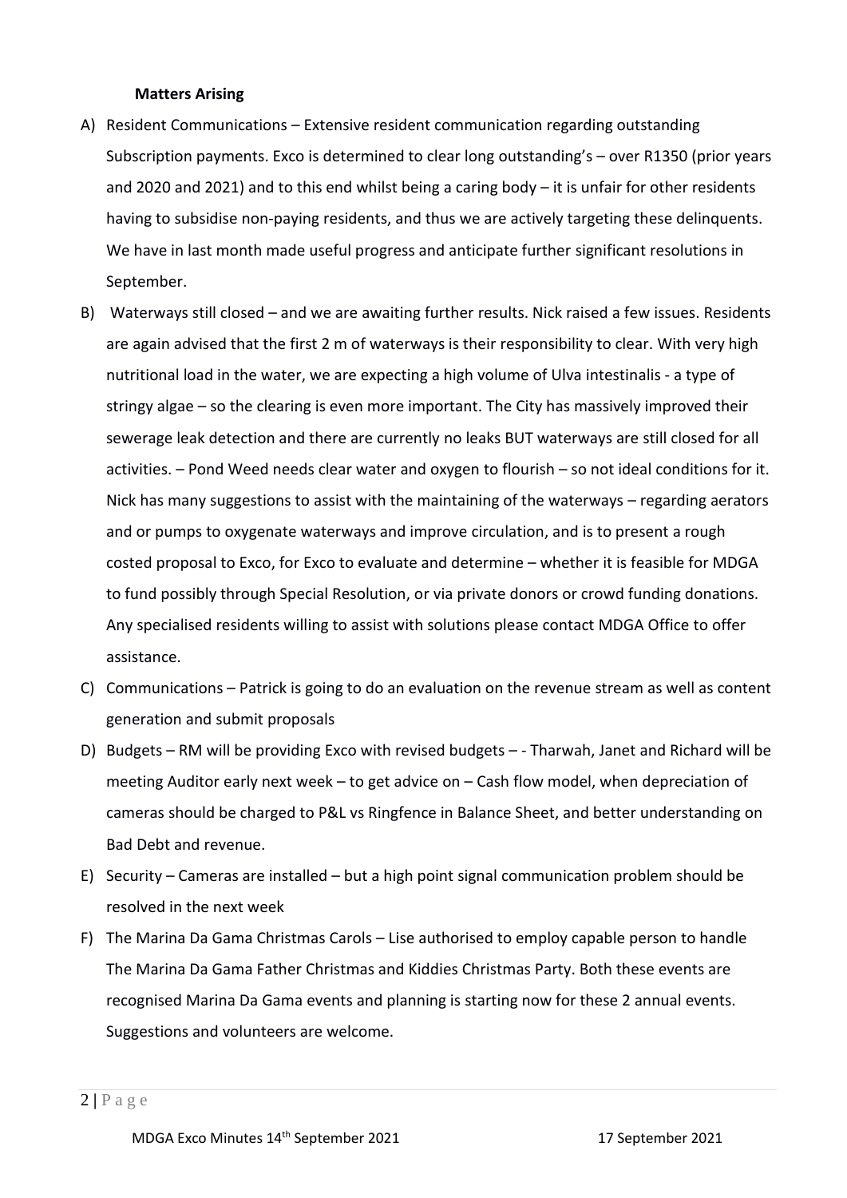**Matters Arising**

A) Resident Communications – Extensive resident communication regarding outstanding Subscription payments. Exco is determined to clear long outstanding's – over R1350 (prior years and 2020 and 2021) and to this end whilst being a caring body – it is unfair for other residents having to subsidise non-paying residents, and thus we are actively targeting these delinquents. We have in last month made useful progress and anticipate further significant resolutions in September.

B) Waterways still closed – and we are awaiting further results. Nick raised a few issues. Residents are again advised that the first 2 m of waterways is their responsibility to clear. With very high nutritional load in the water, we are expecting a high volume of Ulva intestinalis - a type of stringy algae – so the clearing is even more important. The City has massively improved their sewerage leak detection and there are currently no leaks BUT waterways are still closed for all activities. – Pond Weed needs clear water and oxygen to flourish – so not ideal conditions for it. Nick has many suggestions to assist with the maintaining of the waterways – regarding aerators and or pumps to oxygenate waterways and improve circulation, and is to present a rough costed proposal to Exco, for Exco to evaluate and determine – whether it is feasible for MDGA to fund possibly through Special Resolution, or via private donors or crowd funding donations. Any specialised residents willing to assist with solutions please contact MDGA Office to offer assistance.

C) Communications – Patrick is going to do an evaluation on the revenue stream as well as content generation and submit proposals

D) Budgets – RM will be providing Exco with revised budgets – - Tharwah, Janet and Richard will be meeting Auditor early next week – to get advice on – Cash flow model, when depreciation of cameras should be charged to P&L vs Ringfence in Balance Sheet, and better understanding on Bad Debt and revenue.

E) Security – Cameras are installed – but a high point signal communication problem should be resolved in the next week

F) The Marina Da Gama Christmas Carols – Lise authorised to employ capable person to handle The Marina Da Gama Father Christmas and Kiddies Christmas Party. Both these events are recognised Marina Da Gama events and planning is starting now for these 2 annual events. Suggestions and volunteers are welcome.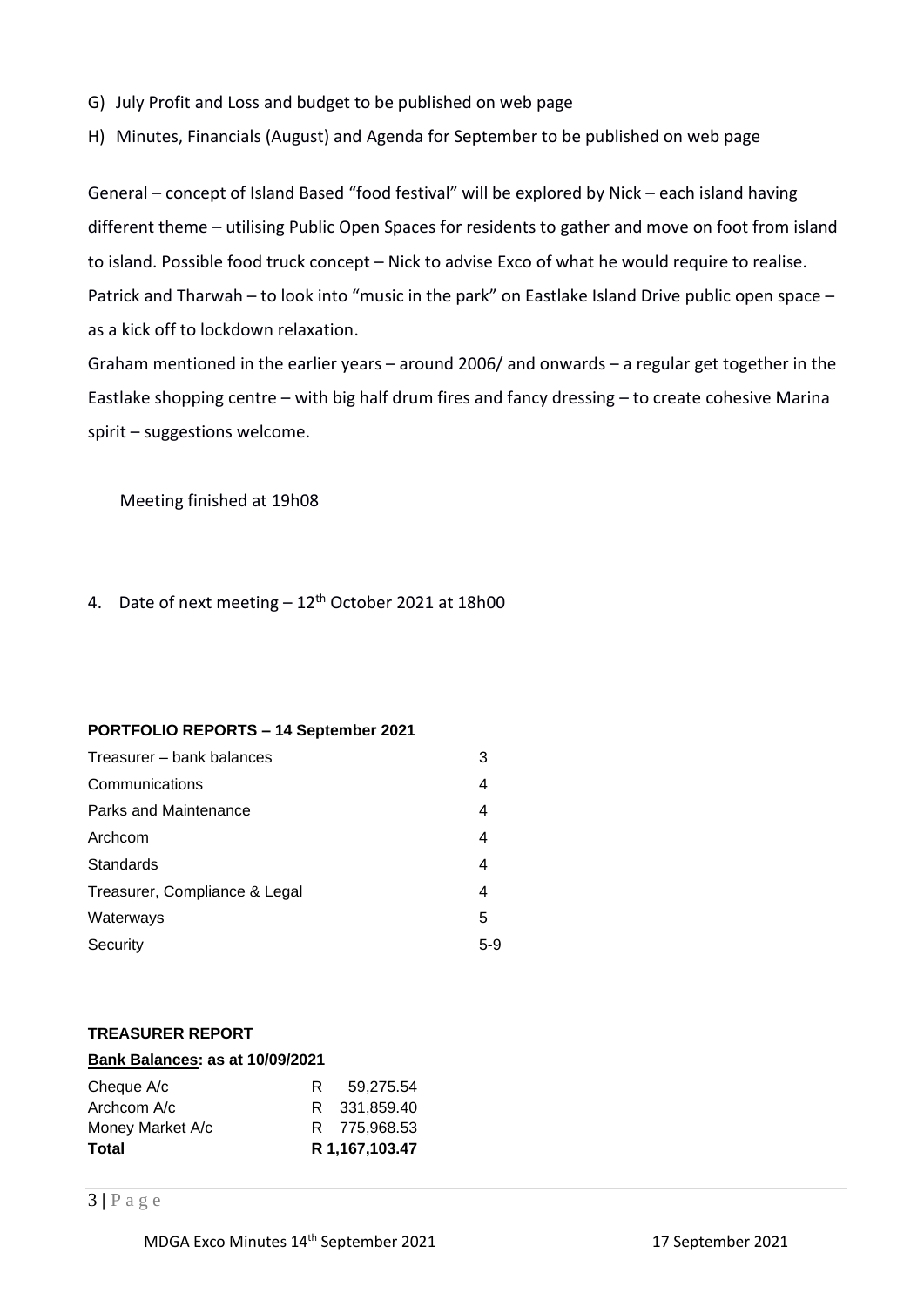G) July Profit and Loss and budget to be published on web page

H) Minutes, Financials (August) and Agenda for September to be published on web page

General – concept of Island Based "food festival" will be explored by Nick – each island having different theme – utilising Public Open Spaces for residents to gather and move on foot from island to island. Possible food truck concept – Nick to advise Exco of what he would require to realise. Patrick and Tharwah – to look into "music in the park" on Eastlake Island Drive public open space – as a kick off to lockdown relaxation.

Graham mentioned in the earlier years – around 2006/ and onwards – a regular get together in the Eastlake shopping centre – with big half drum fires and fancy dressing – to create cohesive Marina spirit – suggestions welcome.

Meeting finished at 19h08

4. Date of next meeting – 12th October 2021 at 18h00

**PORTFOLIO REPORTS – 14 September 2021**

| | |
|---|---|
| Treasurer – bank balances | 3 |
| Communications | 4 |
| Parks and Maintenance | 4 |
| Archcom | 4 |
| Standards | 4 |
| Treasurer, Compliance & Legal | 4 |
| Waterways | 5 |
| Security | 5-9 |

**TREASURER REPORT**

**Bank Balances: as at 10/09/2021**

| | |
|---|---|
| Cheque A/c | R 59,275.54 |
| Archcom A/c | R 331,859.40 |
| Money Market A/c | R 775,968.53 |
| **Total** | **R 1,167,103.47** |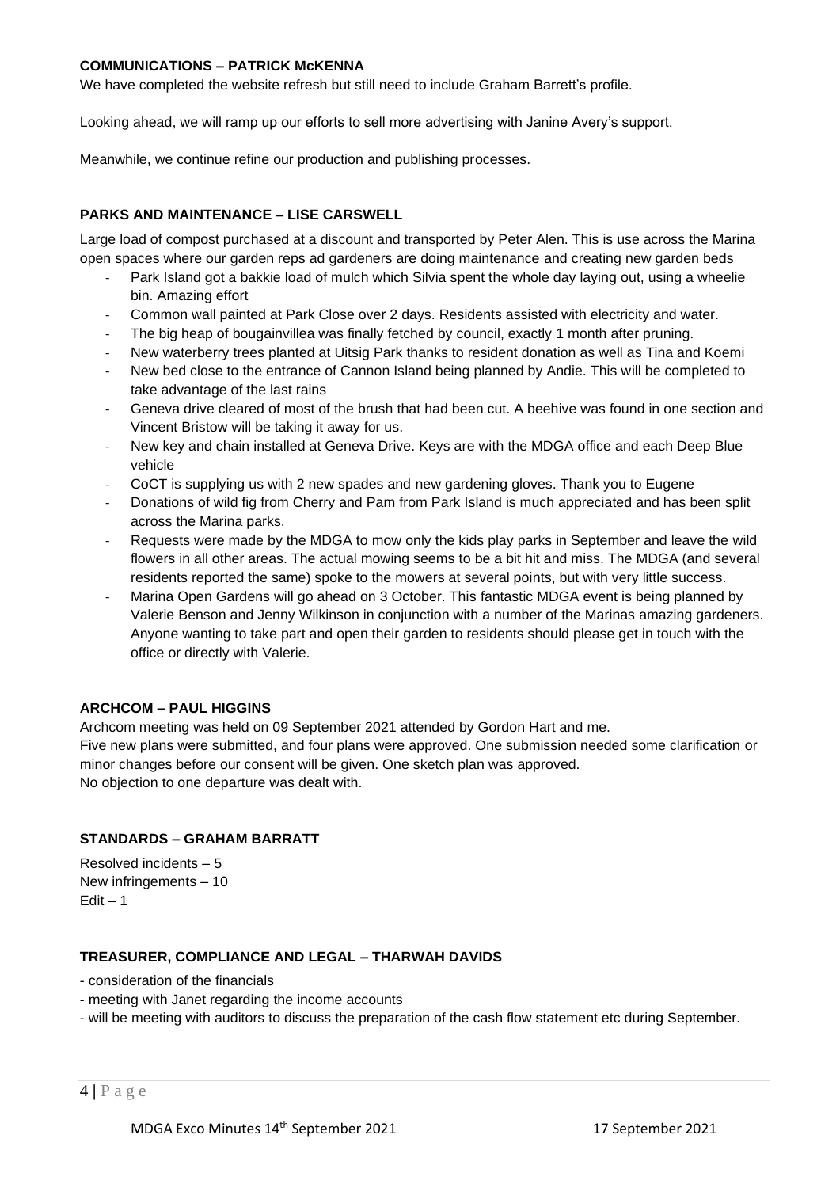**COMMUNICATIONS – PATRICK McKENNA**

We have completed the website refresh but still need to include Graham Barrett's profile.

Looking ahead, we will ramp up our efforts to sell more advertising with Janine Avery's support.

Meanwhile, we continue refine our production and publishing processes.

**PARKS AND MAINTENANCE – LISE CARSWELL**

Large load of compost purchased at a discount and transported by Peter Alen. This is use across the Marina open spaces where our garden reps ad gardeners are doing maintenance and creating new garden beds

- Park Island got a bakkie load of mulch which Silvia spent the whole day laying out, using a wheelie bin. Amazing effort
- Common wall painted at Park Close over 2 days. Residents assisted with electricity and water.
- The big heap of bougainvillea was finally fetched by council, exactly 1 month after pruning.
- New waterberry trees planted at Uitsig Park thanks to resident donation as well as Tina and Koemi
- New bed close to the entrance of Cannon Island being planned by Andie. This will be completed to take advantage of the last rains
- Geneva drive cleared of most of the brush that had been cut. A beehive was found in one section and Vincent Bristow will be taking it away for us.
- New key and chain installed at Geneva Drive. Keys are with the MDGA office and each Deep Blue vehicle
- CoCT is supplying us with 2 new spades and new gardening gloves. Thank you to Eugene
- Donations of wild fig from Cherry and Pam from Park Island is much appreciated and has been split across the Marina parks.
- Requests were made by the MDGA to mow only the kids play parks in September and leave the wild flowers in all other areas. The actual mowing seems to be a bit hit and miss. The MDGA (and several residents reported the same) spoke to the mowers at several points, but with very little success.
- Marina Open Gardens will go ahead on 3 October. This fantastic MDGA event is being planned by Valerie Benson and Jenny Wilkinson in conjunction with a number of the Marinas amazing gardeners. Anyone wanting to take part and open their garden to residents should please get in touch with the office or directly with Valerie.

**ARCHCOM – PAUL HIGGINS**

Archcom meeting was held on 09 September 2021 attended by Gordon Hart and me.
Five new plans were submitted, and four plans were approved. One submission needed some clarification or minor changes before our consent will be given. One sketch plan was approved.
No objection to one departure was dealt with.

**STANDARDS – GRAHAM BARRATT**

Resolved incidents – 5
New infringements – 10
Edit – 1

**TREASURER, COMPLIANCE AND LEGAL – THARWAH DAVIDS**

- consideration of the financials
- meeting with Janet regarding the income accounts
- will be meeting with auditors to discuss the preparation of the cash flow statement etc during September.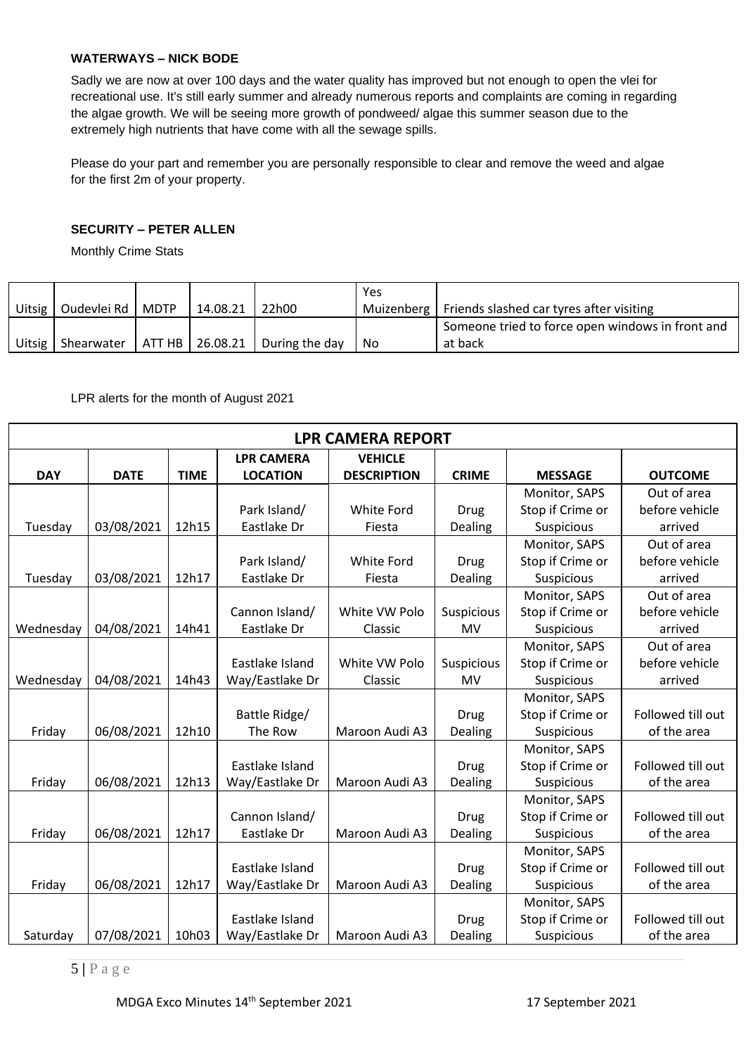**WATERWAYS – NICK BODE**

Sadly we are now at over 100 days and the water quality has improved but not enough to open the vlei for recreational use. It's still early summer and already numerous reports and complaints are coming in regarding the algae growth. We will be seeing more growth of pondweed/ algae this summer season due to the extremely high nutrients that have come with all the sewage spills.

Please do your part and remember you are personally responsible to clear and remove the weed and algae for the first 2m of your property.

**SECURITY – PETER ALLEN**

Monthly Crime Stats

| | | | | | | |
|---|---|---|---|---|---|---|
| Uitsig | Oudevlei Rd | MDTP | 14.08.21 | 22h00 | Yes Muizenberg | Friends slashed car tyres after visiting |
| Uitsig | Shearwater | ATT HB | 26.08.21 | During the day | No | Someone tried to force open windows in front and at back |

LPR alerts for the month of August 2021

| LPR CAMERA REPORT | | | | | | | |
|---|---|---|---|---|---|---|---|
| **DAY** | **DATE** | **TIME** | **LPR CAMERA LOCATION** | **VEHICLE DESCRIPTION** | **CRIME** | **MESSAGE** | **OUTCOME** |
| Tuesday | 03/08/2021 | 12h15 | Park Island/ Eastlake Dr | White Ford Fiesta | Drug Dealing | Monitor, SAPS Stop if Crime or Suspicious | Out of area before vehicle arrived |
| Tuesday | 03/08/2021 | 12h17 | Park Island/ Eastlake Dr | White Ford Fiesta | Drug Dealing | Monitor, SAPS Stop if Crime or Suspicious | Out of area before vehicle arrived |
| Wednesday | 04/08/2021 | 14h41 | Cannon Island/ Eastlake Dr | White VW Polo Classic | Suspicious MV | Monitor, SAPS Stop if Crime or Suspicious | Out of area before vehicle arrived |
| Wednesday | 04/08/2021 | 14h43 | Eastlake Island Way/Eastlake Dr | White VW Polo Classic | Suspicious MV | Monitor, SAPS Stop if Crime or Suspicious | Out of area before vehicle arrived |
| Friday | 06/08/2021 | 12h10 | Battle Ridge/ The Row | Maroon Audi A3 | Drug Dealing | Monitor, SAPS Stop if Crime or Suspicious | Followed till out of the area |
| Friday | 06/08/2021 | 12h13 | Eastlake Island Way/Eastlake Dr | Maroon Audi A3 | Drug Dealing | Monitor, SAPS Stop if Crime or Suspicious | Followed till out of the area |
| Friday | 06/08/2021 | 12h17 | Cannon Island/ Eastlake Dr | Maroon Audi A3 | Drug Dealing | Monitor, SAPS Stop if Crime or Suspicious | Followed till out of the area |
| Friday | 06/08/2021 | 12h17 | Eastlake Island Way/Eastlake Dr | Maroon Audi A3 | Drug Dealing | Monitor, SAPS Stop if Crime or Suspicious | Followed till out of the area |
| Saturday | 07/08/2021 | 10h03 | Eastlake Island Way/Eastlake Dr | Maroon Audi A3 | Drug Dealing | Monitor, SAPS Stop if Crime or Suspicious | Followed till out of the area |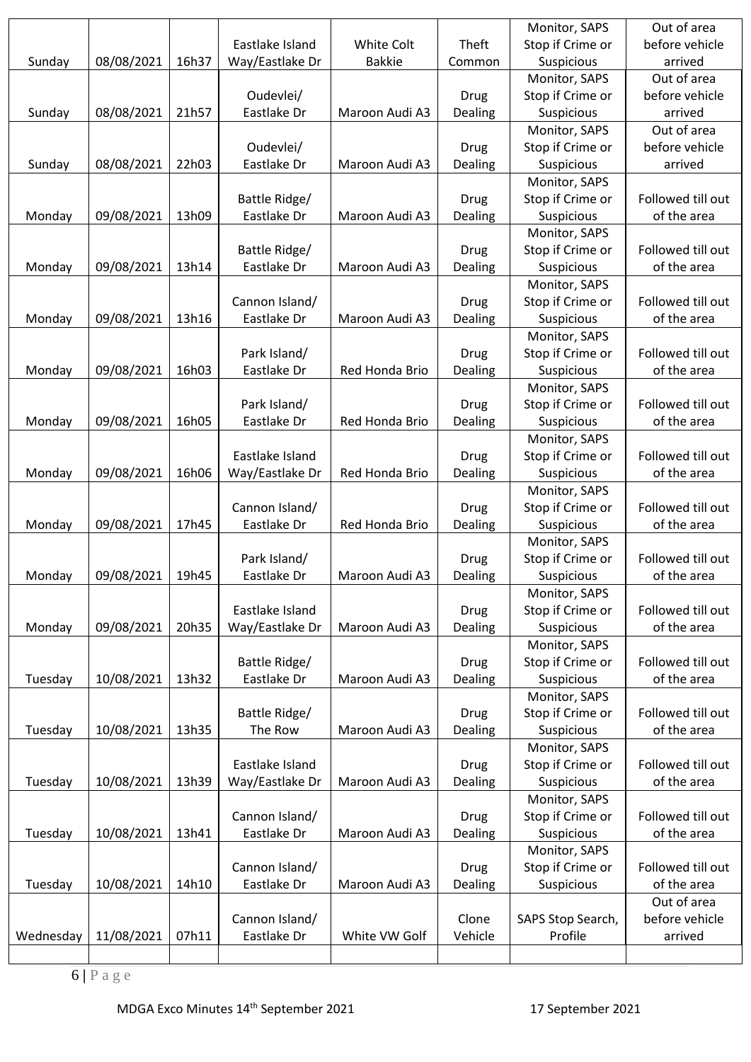| Sunday | 08/08/2021 | 16h37 | Eastlake Island Way/Eastlake Dr | White Colt Bakkie | Theft Common | Monitor, SAPS Stop if Crime or Suspicious | Out of area before vehicle arrived |
|---|---|---|---|---|---|---|---|
| Sunday | 08/08/2021 | 21h57 | Oudevlei/ Eastlake Dr | Maroon Audi A3 | Drug Dealing | Monitor, SAPS Stop if Crime or Suspicious | Out of area before vehicle arrived |
| Sunday | 08/08/2021 | 22h03 | Oudevlei/ Eastlake Dr | Maroon Audi A3 | Drug Dealing | Monitor, SAPS Stop if Crime or Suspicious | Out of area before vehicle arrived |
| Monday | 09/08/2021 | 13h09 | Battle Ridge/ Eastlake Dr | Maroon Audi A3 | Drug Dealing | Monitor, SAPS Stop if Crime or Suspicious | Followed till out of the area |
| Monday | 09/08/2021 | 13h14 | Battle Ridge/ Eastlake Dr | Maroon Audi A3 | Drug Dealing | Monitor, SAPS Stop if Crime or Suspicious | Followed till out of the area |
| Monday | 09/08/2021 | 13h16 | Cannon Island/ Eastlake Dr | Maroon Audi A3 | Drug Dealing | Monitor, SAPS Stop if Crime or Suspicious | Followed till out of the area |
| Monday | 09/08/2021 | 16h03 | Park Island/ Eastlake Dr | Red Honda Brio | Drug Dealing | Monitor, SAPS Stop if Crime or Suspicious | Followed till out of the area |
| Monday | 09/08/2021 | 16h05 | Park Island/ Eastlake Dr | Red Honda Brio | Drug Dealing | Monitor, SAPS Stop if Crime or Suspicious | Followed till out of the area |
| Monday | 09/08/2021 | 16h06 | Eastlake Island Way/Eastlake Dr | Red Honda Brio | Drug Dealing | Monitor, SAPS Stop if Crime or Suspicious | Followed till out of the area |
| Monday | 09/08/2021 | 17h45 | Cannon Island/ Eastlake Dr | Red Honda Brio | Drug Dealing | Monitor, SAPS Stop if Crime or Suspicious | Followed till out of the area |
| Monday | 09/08/2021 | 19h45 | Park Island/ Eastlake Dr | Maroon Audi A3 | Drug Dealing | Monitor, SAPS Stop if Crime or Suspicious | Followed till out of the area |
| Monday | 09/08/2021 | 20h35 | Eastlake Island Way/Eastlake Dr | Maroon Audi A3 | Drug Dealing | Monitor, SAPS Stop if Crime or Suspicious | Followed till out of the area |
| Tuesday | 10/08/2021 | 13h32 | Battle Ridge/ Eastlake Dr | Maroon Audi A3 | Drug Dealing | Monitor, SAPS Stop if Crime or Suspicious | Followed till out of the area |
| Tuesday | 10/08/2021 | 13h35 | Battle Ridge/ The Row | Maroon Audi A3 | Drug Dealing | Monitor, SAPS Stop if Crime or Suspicious | Followed till out of the area |
| Tuesday | 10/08/2021 | 13h39 | Eastlake Island Way/Eastlake Dr | Maroon Audi A3 | Drug Dealing | Monitor, SAPS Stop if Crime or Suspicious | Followed till out of the area |
| Tuesday | 10/08/2021 | 13h41 | Cannon Island/ Eastlake Dr | Maroon Audi A3 | Drug Dealing | Monitor, SAPS Stop if Crime or Suspicious | Followed till out of the area |
| Tuesday | 10/08/2021 | 14h10 | Cannon Island/ Eastlake Dr | Maroon Audi A3 | Drug Dealing | Monitor, SAPS Stop if Crime or Suspicious | Followed till out of the area |
| Wednesday | 11/08/2021 | 07h11 | Cannon Island/ Eastlake Dr | White VW Golf | Clone Vehicle | SAPS Stop Search, Profile | Out of area before vehicle arrived |
| | | | | | | | |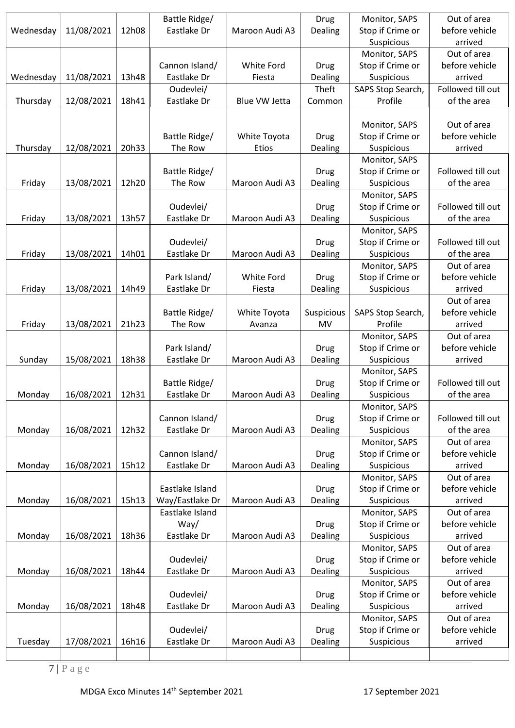| Wednesday | 11/08/2021 | 12h08 | Battle Ridge/ Eastlake Dr | Maroon Audi A3 | Drug Dealing | Monitor, SAPS Stop if Crime or Suspicious | Out of area before vehicle arrived |
|---|---|---|---|---|---|---|---|
| Wednesday | 11/08/2021 | 13h48 | Cannon Island/ Eastlake Dr | White Ford Fiesta | Drug Dealing | Monitor, SAPS Stop if Crime or Suspicious | Out of area before vehicle arrived |
| Thursday | 12/08/2021 | 18h41 | Oudevlei/ Eastlake Dr | Blue VW Jetta | Theft Common | SAPS Stop Search, Profile | Followed till out of the area |
| Thursday | 12/08/2021 | 20h33 | Battle Ridge/ The Row | White Toyota Etios | Drug Dealing | Monitor, SAPS Stop if Crime or Suspicious | Out of area before vehicle arrived |
| Friday | 13/08/2021 | 12h20 | Battle Ridge/ The Row | Maroon Audi A3 | Drug Dealing | Monitor, SAPS Stop if Crime or Suspicious | Followed till out of the area |
| Friday | 13/08/2021 | 13h57 | Oudevlei/ Eastlake Dr | Maroon Audi A3 | Drug Dealing | Monitor, SAPS Stop if Crime or Suspicious | Followed till out of the area |
| Friday | 13/08/2021 | 14h01 | Oudevlei/ Eastlake Dr | Maroon Audi A3 | Drug Dealing | Monitor, SAPS Stop if Crime or Suspicious | Followed till out of the area |
| Friday | 13/08/2021 | 14h49 | Park Island/ Eastlake Dr | White Ford Fiesta | Drug Dealing | Monitor, SAPS Stop if Crime or Suspicious | Out of area before vehicle arrived |
| Friday | 13/08/2021 | 21h23 | Battle Ridge/ The Row | White Toyota Avanza | Suspicious MV | SAPS Stop Search, Profile | Out of area before vehicle arrived |
| Sunday | 15/08/2021 | 18h38 | Park Island/ Eastlake Dr | Maroon Audi A3 | Drug Dealing | Monitor, SAPS Stop if Crime or Suspicious | Out of area before vehicle arrived |
| Monday | 16/08/2021 | 12h31 | Battle Ridge/ Eastlake Dr | Maroon Audi A3 | Drug Dealing | Monitor, SAPS Stop if Crime or Suspicious | Followed till out of the area |
| Monday | 16/08/2021 | 12h32 | Cannon Island/ Eastlake Dr | Maroon Audi A3 | Drug Dealing | Monitor, SAPS Stop if Crime or Suspicious | Followed till out of the area |
| Monday | 16/08/2021 | 15h12 | Cannon Island/ Eastlake Dr | Maroon Audi A3 | Drug Dealing | Monitor, SAPS Stop if Crime or Suspicious | Out of area before vehicle arrived |
| Monday | 16/08/2021 | 15h13 | Eastlake Island Way/Eastlake Dr | Maroon Audi A3 | Drug Dealing | Monitor, SAPS Stop if Crime or Suspicious | Out of area before vehicle arrived |
| Monday | 16/08/2021 | 18h36 | Eastlake Island Way/ Eastlake Dr | Maroon Audi A3 | Drug Dealing | Monitor, SAPS Stop if Crime or Suspicious | Out of area before vehicle arrived |
| Monday | 16/08/2021 | 18h44 | Oudevlei/ Eastlake Dr | Maroon Audi A3 | Drug Dealing | Monitor, SAPS Stop if Crime or Suspicious | Out of area before vehicle arrived |
| Monday | 16/08/2021 | 18h48 | Oudevlei/ Eastlake Dr | Maroon Audi A3 | Drug Dealing | Monitor, SAPS Stop if Crime or Suspicious | Out of area before vehicle arrived |
| Tuesday | 17/08/2021 | 16h16 | Oudevlei/ Eastlake Dr | Maroon Audi A3 | Drug Dealing | Monitor, SAPS Stop if Crime or Suspicious | Out of area before vehicle arrived |
| | | | | | | | |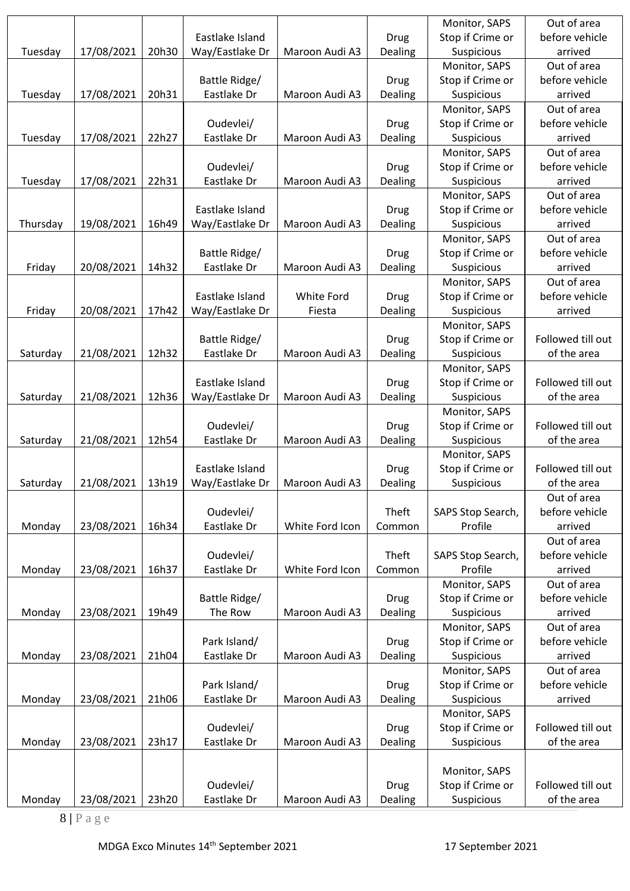| Tuesday | 17/08/2021 | 20h30 | Eastlake Island Way/Eastlake Dr | Maroon Audi A3 | Drug Dealing | Monitor, SAPS Stop if Crime or Suspicious | Out of area before vehicle arrived |
|---|---|---|---|---|---|---|---|
| Tuesday | 17/08/2021 | 20h31 | Battle Ridge/ Eastlake Dr | Maroon Audi A3 | Drug Dealing | Monitor, SAPS Stop if Crime or Suspicious | Out of area before vehicle arrived |
| Tuesday | 17/08/2021 | 22h27 | Oudevlei/ Eastlake Dr | Maroon Audi A3 | Drug Dealing | Monitor, SAPS Stop if Crime or Suspicious | Out of area before vehicle arrived |
| Tuesday | 17/08/2021 | 22h31 | Oudevlei/ Eastlake Dr | Maroon Audi A3 | Drug Dealing | Monitor, SAPS Stop if Crime or Suspicious | Out of area before vehicle arrived |
| Thursday | 19/08/2021 | 16h49 | Eastlake Island Way/Eastlake Dr | Maroon Audi A3 | Drug Dealing | Monitor, SAPS Stop if Crime or Suspicious | Out of area before vehicle arrived |
| Friday | 20/08/2021 | 14h32 | Battle Ridge/ Eastlake Dr | Maroon Audi A3 | Drug Dealing | Monitor, SAPS Stop if Crime or Suspicious | Out of area before vehicle arrived |
| Friday | 20/08/2021 | 17h42 | Eastlake Island Way/Eastlake Dr | White Ford Fiesta | Drug Dealing | Monitor, SAPS Stop if Crime or Suspicious | Out of area before vehicle arrived |
| Saturday | 21/08/2021 | 12h32 | Battle Ridge/ Eastlake Dr | Maroon Audi A3 | Drug Dealing | Monitor, SAPS Stop if Crime or Suspicious | Followed till out of the area |
| Saturday | 21/08/2021 | 12h36 | Eastlake Island Way/Eastlake Dr | Maroon Audi A3 | Drug Dealing | Monitor, SAPS Stop if Crime or Suspicious | Followed till out of the area |
| Saturday | 21/08/2021 | 12h54 | Oudevlei/ Eastlake Dr | Maroon Audi A3 | Drug Dealing | Monitor, SAPS Stop if Crime or Suspicious | Followed till out of the area |
| Saturday | 21/08/2021 | 13h19 | Eastlake Island Way/Eastlake Dr | Maroon Audi A3 | Drug Dealing | Monitor, SAPS Stop if Crime or Suspicious | Followed till out of the area |
| Monday | 23/08/2021 | 16h34 | Oudevlei/ Eastlake Dr | White Ford Icon | Theft Common | SAPS Stop Search, Profile | Out of area before vehicle arrived |
| Monday | 23/08/2021 | 16h37 | Oudevlei/ Eastlake Dr | White Ford Icon | Theft Common | SAPS Stop Search, Profile | Out of area before vehicle arrived |
| Monday | 23/08/2021 | 19h49 | Battle Ridge/ The Row | Maroon Audi A3 | Drug Dealing | Monitor, SAPS Stop if Crime or Suspicious | Out of area before vehicle arrived |
| Monday | 23/08/2021 | 21h04 | Park Island/ Eastlake Dr | Maroon Audi A3 | Drug Dealing | Monitor, SAPS Stop if Crime or Suspicious | Out of area before vehicle arrived |
| Monday | 23/08/2021 | 21h06 | Park Island/ Eastlake Dr | Maroon Audi A3 | Drug Dealing | Monitor, SAPS Stop if Crime or Suspicious | Out of area before vehicle arrived |
| Monday | 23/08/2021 | 23h17 | Oudevlei/ Eastlake Dr | Maroon Audi A3 | Drug Dealing | Monitor, SAPS Stop if Crime or Suspicious | Followed till out of the area |
| Monday | 23/08/2021 | 23h20 | Oudevlei/ Eastlake Dr | Maroon Audi A3 | Drug Dealing | Monitor, SAPS Stop if Crime or Suspicious | Followed till out of the area |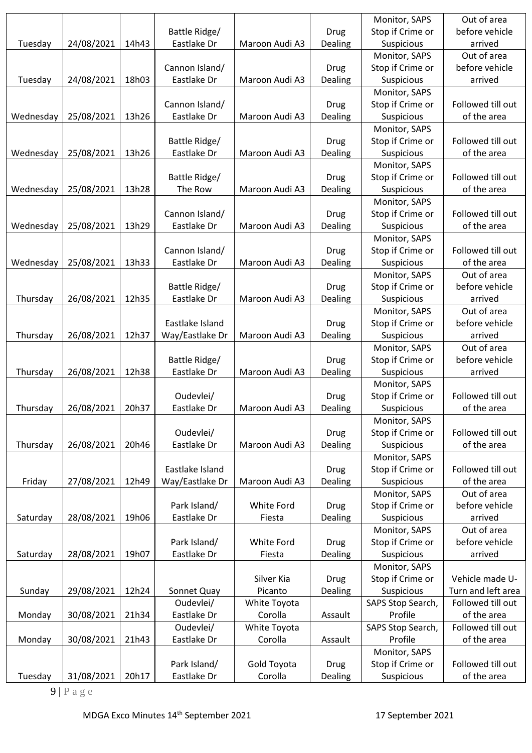| | | | | | | | |
|---|---|---|---|---|---|---|---|
| Tuesday | 24/08/2021 | 14h43 | Battle Ridge/ Eastlake Dr | Maroon Audi A3 | Drug Dealing | Monitor, SAPS Stop if Crime or Suspicious | Out of area before vehicle arrived |
| Tuesday | 24/08/2021 | 18h03 | Cannon Island/ Eastlake Dr | Maroon Audi A3 | Drug Dealing | Monitor, SAPS Stop if Crime or Suspicious | Out of area before vehicle arrived |
| Wednesday | 25/08/2021 | 13h26 | Cannon Island/ Eastlake Dr | Maroon Audi A3 | Drug Dealing | Monitor, SAPS Stop if Crime or Suspicious | Followed till out of the area |
| Wednesday | 25/08/2021 | 13h26 | Battle Ridge/ Eastlake Dr | Maroon Audi A3 | Drug Dealing | Monitor, SAPS Stop if Crime or Suspicious | Followed till out of the area |
| Wednesday | 25/08/2021 | 13h28 | Battle Ridge/ The Row | Maroon Audi A3 | Drug Dealing | Monitor, SAPS Stop if Crime or Suspicious | Followed till out of the area |
| Wednesday | 25/08/2021 | 13h29 | Cannon Island/ Eastlake Dr | Maroon Audi A3 | Drug Dealing | Monitor, SAPS Stop if Crime or Suspicious | Followed till out of the area |
| Wednesday | 25/08/2021 | 13h33 | Cannon Island/ Eastlake Dr | Maroon Audi A3 | Drug Dealing | Monitor, SAPS Stop if Crime or Suspicious | Followed till out of the area |
| Thursday | 26/08/2021 | 12h35 | Battle Ridge/ Eastlake Dr | Maroon Audi A3 | Drug Dealing | Monitor, SAPS Stop if Crime or Suspicious | Out of area before vehicle arrived |
| Thursday | 26/08/2021 | 12h37 | Eastlake Island Way/Eastlake Dr | Maroon Audi A3 | Drug Dealing | Monitor, SAPS Stop if Crime or Suspicious | Out of area before vehicle arrived |
| Thursday | 26/08/2021 | 12h38 | Battle Ridge/ Eastlake Dr | Maroon Audi A3 | Drug Dealing | Monitor, SAPS Stop if Crime or Suspicious | Out of area before vehicle arrived |
| Thursday | 26/08/2021 | 20h37 | Oudevlei/ Eastlake Dr | Maroon Audi A3 | Drug Dealing | Monitor, SAPS Stop if Crime or Suspicious | Followed till out of the area |
| Thursday | 26/08/2021 | 20h46 | Oudevlei/ Eastlake Dr | Maroon Audi A3 | Drug Dealing | Monitor, SAPS Stop if Crime or Suspicious | Followed till out of the area |
| Friday | 27/08/2021 | 12h49 | Eastlake Island Way/Eastlake Dr | Maroon Audi A3 | Drug Dealing | Monitor, SAPS Stop if Crime or Suspicious | Followed till out of the area |
| Saturday | 28/08/2021 | 19h06 | Park Island/ Eastlake Dr | White Ford Fiesta | Drug Dealing | Monitor, SAPS Stop if Crime or Suspicious | Out of area before vehicle arrived |
| Saturday | 28/08/2021 | 19h07 | Park Island/ Eastlake Dr | White Ford Fiesta | Drug Dealing | Monitor, SAPS Stop if Crime or Suspicious | Out of area before vehicle arrived |
| Sunday | 29/08/2021 | 12h24 | Sonnet Quay | Silver Kia Picanto | Drug Dealing | Monitor, SAPS Stop if Crime or Suspicious | Vehicle made U-Turn and left area |
| Monday | 30/08/2021 | 21h34 | Oudevlei/ Eastlake Dr | White Toyota Corolla | Assault | SAPS Stop Search, Profile | Followed till out of the area |
| Monday | 30/08/2021 | 21h43 | Oudevlei/ Eastlake Dr | White Toyota Corolla | Assault | SAPS Stop Search, Profile | Followed till out of the area |
| Tuesday | 31/08/2021 | 20h17 | Park Island/ Eastlake Dr | Gold Toyota Corolla | Drug Dealing | Monitor, SAPS Stop if Crime or Suspicious | Followed till out of the area |